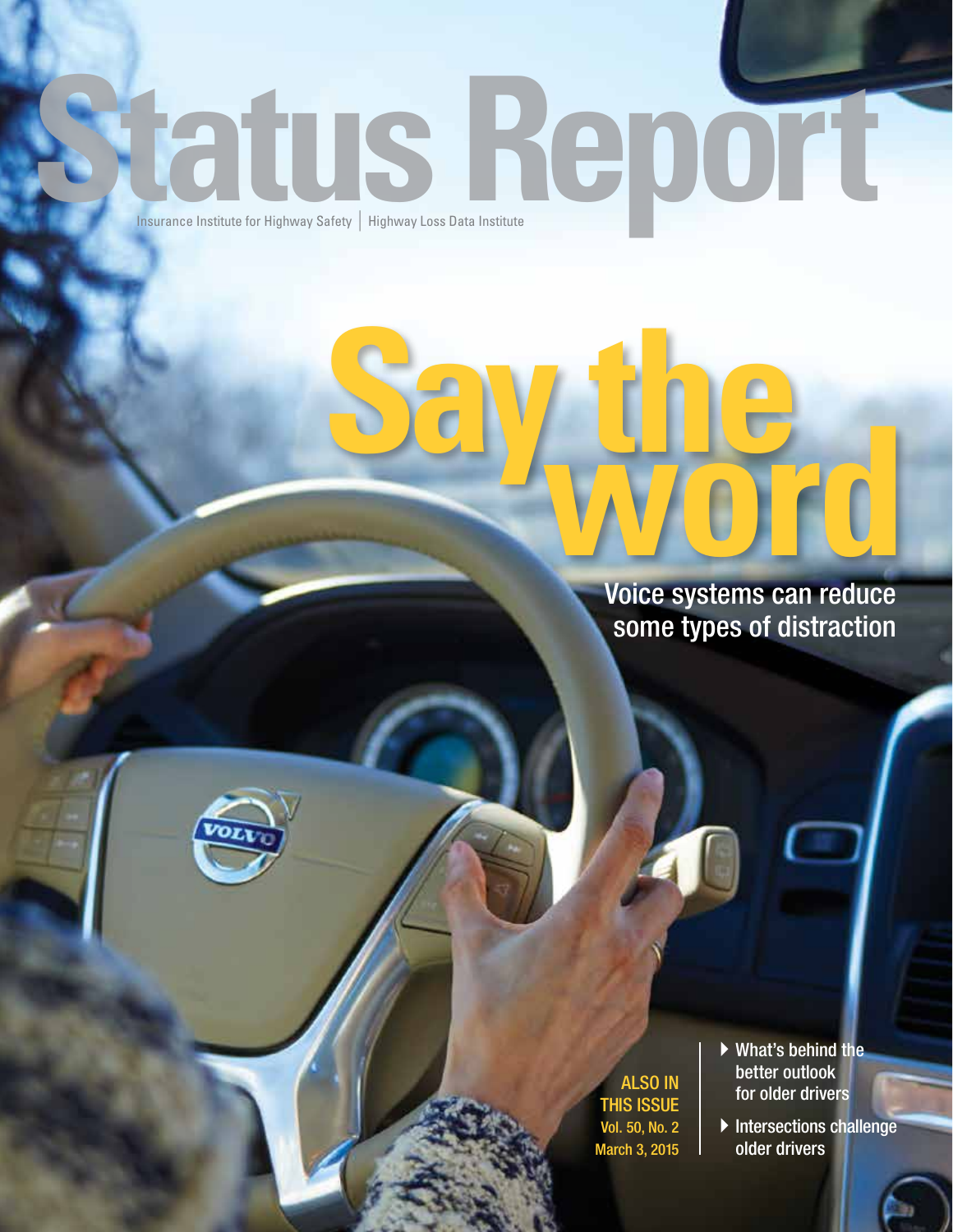# Status Report

Insurance Institute for Highway Safety | Highway Loss Data Institute

## Say the word

Voice systems can reduce some types of distraction

ALSO IN THIS ISSUE
Vol. 50, No. 2
March 3, 2015

- What's behind the better outlook for older drivers
- Intersections challenge older drivers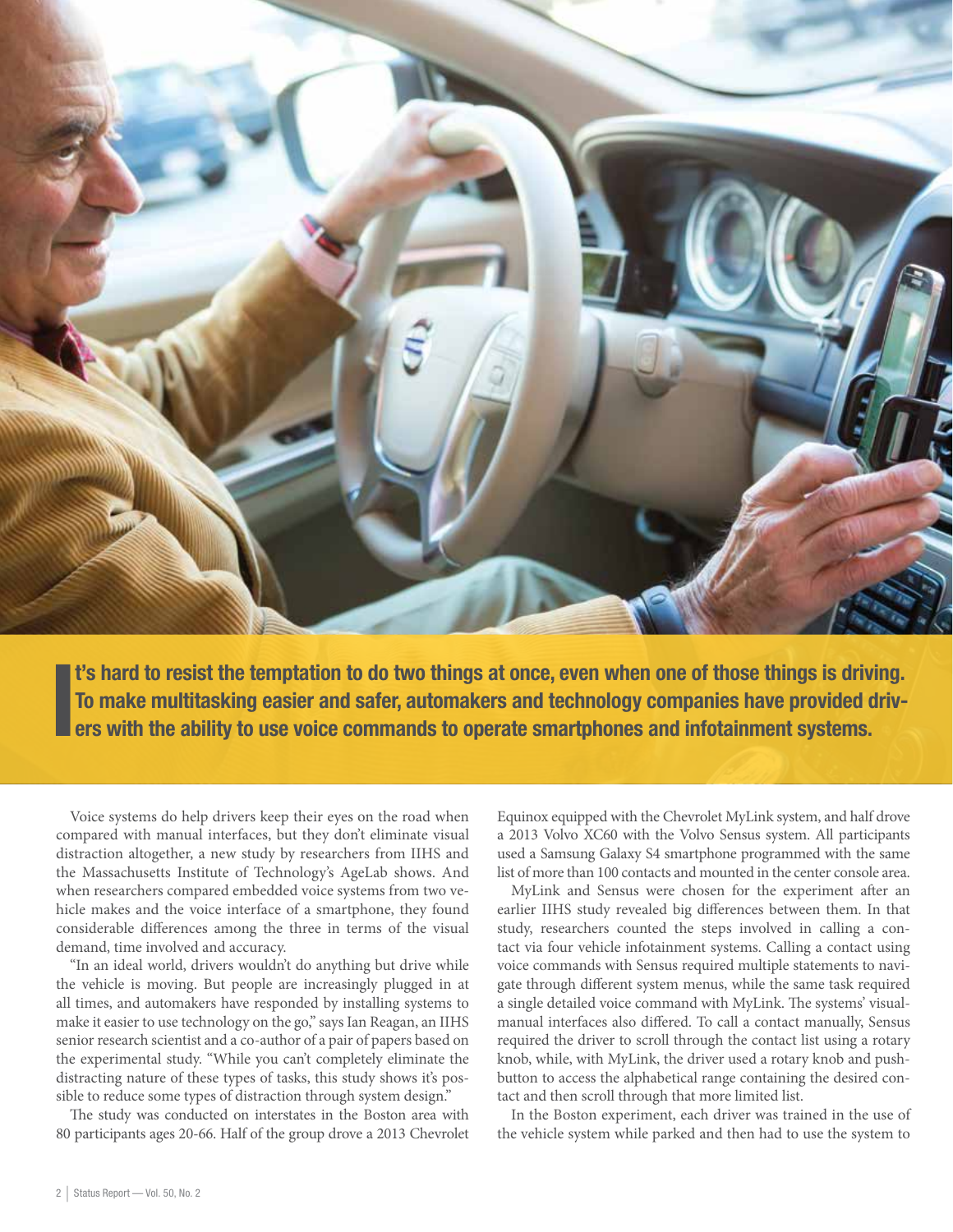**It's hard to resist the temptation to do two things at once, even when one of those things is driving. To make multitasking easier and safer, automakers and technology companies have provided drivers with the ability to use voice commands to operate smartphones and infotainment systems.**

Voice systems do help drivers keep their eyes on the road when compared with manual interfaces, but they don't eliminate visual distraction altogether, a new study by researchers from IIHS and the Massachusetts Institute of Technology's AgeLab shows. And when researchers compared embedded voice systems from two vehicle makes and the voice interface of a smartphone, they found considerable differences among the three in terms of the visual demand, time involved and accuracy.

"In an ideal world, drivers wouldn't do anything but drive while the vehicle is moving. But people are increasingly plugged in at all times, and automakers have responded by installing systems to make it easier to use technology on the go," says Ian Reagan, an IIHS senior research scientist and a co-author of a pair of papers based on the experimental study. "While you can't completely eliminate the distracting nature of these types of tasks, this study shows it's possible to reduce some types of distraction through system design."

The study was conducted on interstates in the Boston area with 80 participants ages 20-66. Half of the group drove a 2013 Chevrolet Equinox equipped with the Chevrolet MyLink system, and half drove a 2013 Volvo XC60 with the Volvo Sensus system. All participants used a Samsung Galaxy S4 smartphone programmed with the same list of more than 100 contacts and mounted in the center console area.

MyLink and Sensus were chosen for the experiment after an earlier IIHS study revealed big differences between them. In that study, researchers counted the steps involved in calling a contact via four vehicle infotainment systems. Calling a contact using voice commands with Sensus required multiple statements to navigate through different system menus, while the same task required a single detailed voice command with MyLink. The systems' visual-manual interfaces also differed. To call a contact manually, Sensus required the driver to scroll through the contact list using a rotary knob, while, with MyLink, the driver used a rotary knob and push-button to access the alphabetical range containing the desired contact and then scroll through that more limited list.

In the Boston experiment, each driver was trained in the use of the vehicle system while parked and then had to use the system to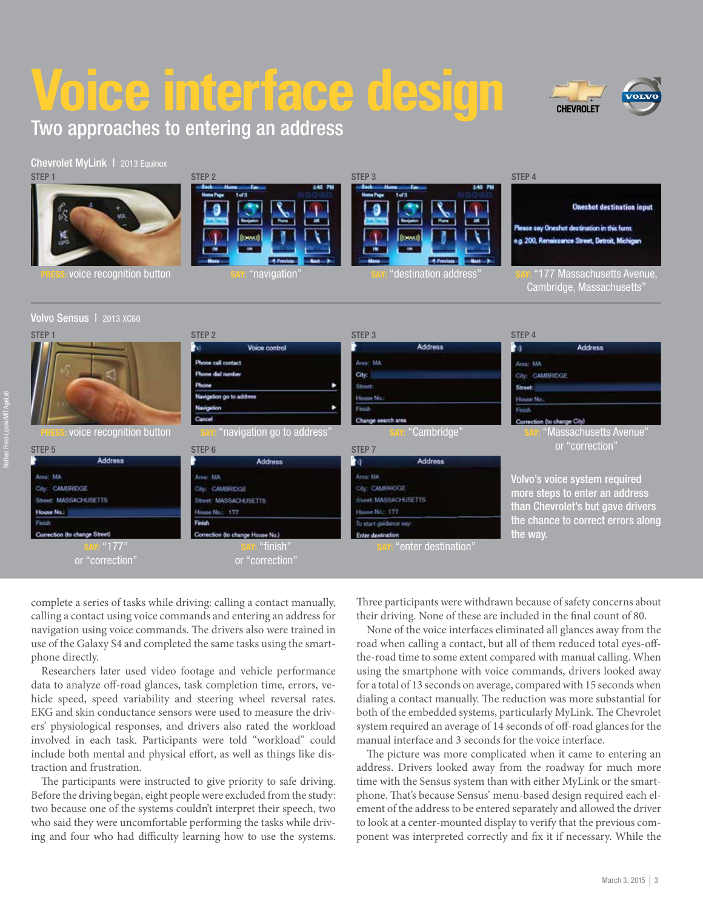# Voice interface design

## Two approaches to entering an address

### Chevrolet MyLink | 2013 Equinox

STEP 1 — PRESS: voice recognition button

STEP 2 — SAY: "navigation"

STEP 3 — SAY: "destination address"

STEP 4 — SAY: "177 Massachusetts Avenue, Cambridge, Massachusetts"

### Volvo Sensus | 2013 XC60

STEP 1 — PRESS: voice recognition button

STEP 2 — SAY: "navigation go to address"

STEP 3 — SAY: "Cambridge"

STEP 4 — SAY: "Massachusetts Avenue" or "correction"

STEP 5 — SAY: "177" or "correction"

STEP 6 — SAY: "finish" or "correction"

STEP 7 — SAY: "enter destination"

Volvo's voice system required more steps to enter an address than Chevrolet's but gave drivers the chance to correct errors along the way.

Nathan Fried-Lipski/MIT AgeLab

complete a series of tasks while driving: calling a contact manually, calling a contact using voice commands and entering an address for navigation using voice commands. The drivers also were trained in use of the Galaxy S4 and completed the same tasks using the smartphone directly.

Researchers later used video footage and vehicle performance data to analyze off-road glances, task completion time, errors, vehicle speed, speed variability and steering wheel reversal rates. EKG and skin conductance sensors were used to measure the drivers' physiological responses, and drivers also rated the workload involved in each task. Participants were told "workload" could include both mental and physical effort, as well as things like distraction and frustration.

The participants were instructed to give priority to safe driving. Before the driving began, eight people were excluded from the study: two because one of the systems couldn't interpret their speech, two who said they were uncomfortable performing the tasks while driving and four who had difficulty learning how to use the systems. Three participants were withdrawn because of safety concerns about their driving. None of these are included in the final count of 80.

None of the voice interfaces eliminated all glances away from the road when calling a contact, but all of them reduced total eyes-off-the-road time to some extent compared with manual calling. When using the smartphone with voice commands, drivers looked away for a total of 13 seconds on average, compared with 15 seconds when dialing a contact manually. The reduction was more substantial for both of the embedded systems, particularly MyLink. The Chevrolet system required an average of 14 seconds of off-road glances for the manual interface and 3 seconds for the voice interface.

The picture was more complicated when it came to entering an address. Drivers looked away from the roadway for much more time with the Sensus system than with either MyLink or the smartphone. That's because Sensus' menu-based design required each element of the address to be entered separately and allowed the driver to look at a center-mounted display to verify that the previous component was interpreted correctly and fix it if necessary. While the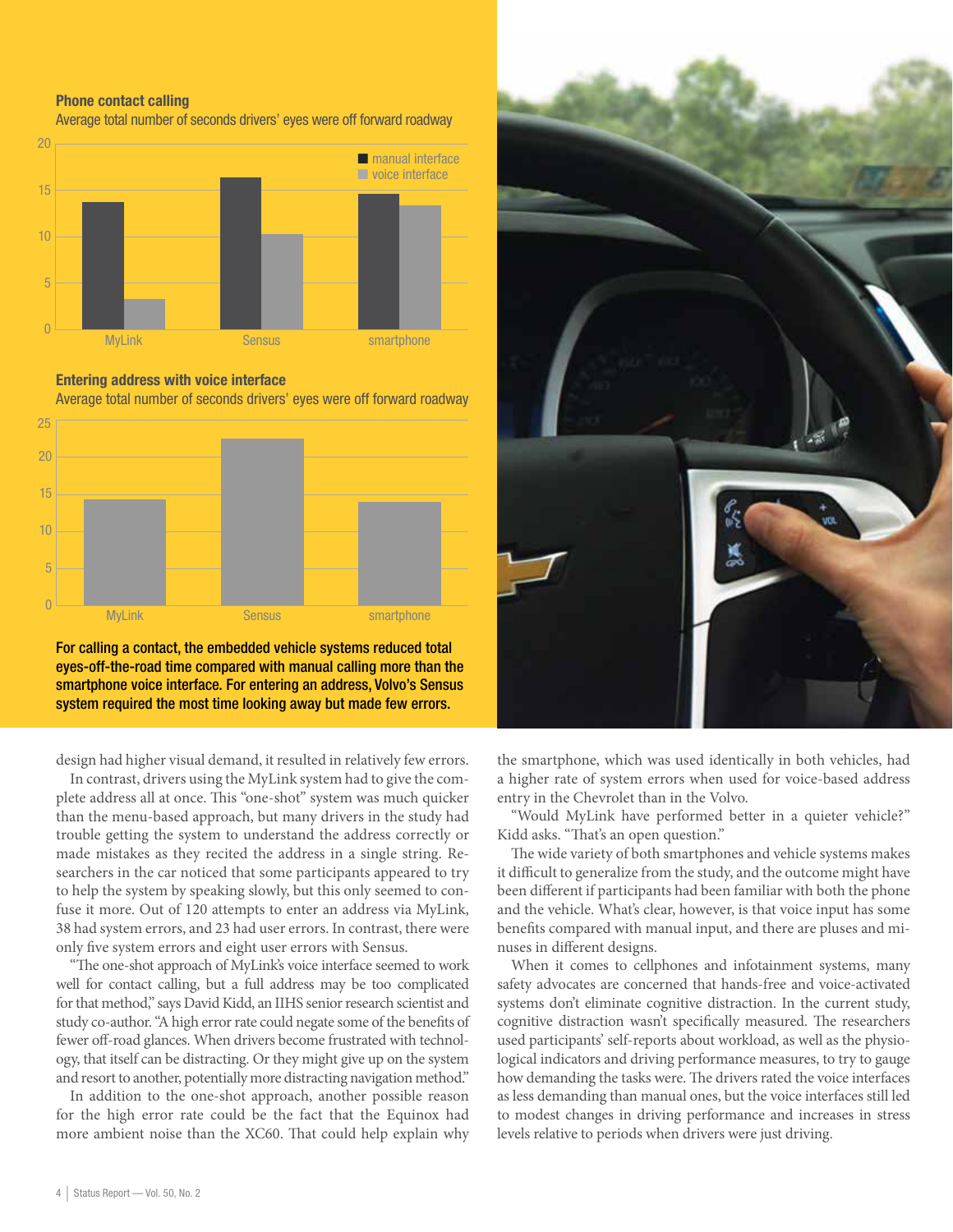**Phone contact calling**

Average total number of seconds drivers' eyes were off forward roadway

**Entering address with voice interface**

Average total number of seconds drivers' eyes were off forward roadway

**For calling a contact, the embedded vehicle systems reduced total eyes-off-the-road time compared with manual calling more than the smartphone voice interface. For entering an address, Volvo's Sensus system required the most time looking away but made few errors.**

design had higher visual demand, it resulted in relatively few errors.

In contrast, drivers using the MyLink system had to give the complete address all at once. This "one-shot" system was much quicker than the menu-based approach, but many drivers in the study had trouble getting the system to understand the address correctly or made mistakes as they recited the address in a single string. Researchers in the car noticed that some participants appeared to try to help the system by speaking slowly, but this only seemed to confuse it more. Out of 120 attempts to enter an address via MyLink, 38 had system errors, and 23 had user errors. In contrast, there were only five system errors and eight user errors with Sensus.

"The one-shot approach of MyLink's voice interface seemed to work well for contact calling, but a full address may be too complicated for that method," says David Kidd, an IIHS senior research scientist and study co-author. "A high error rate could negate some of the benefits of fewer off-road glances. When drivers become frustrated with technology, that itself can be distracting. Or they might give up on the system and resort to another, potentially more distracting navigation method."

In addition to the one-shot approach, another possible reason for the high error rate could be the fact that the Equinox had more ambient noise than the XC60. That could help explain why the smartphone, which was used identically in both vehicles, had a higher rate of system errors when used for voice-based address entry in the Chevrolet than in the Volvo.

"Would MyLink have performed better in a quieter vehicle?" Kidd asks. "That's an open question."

The wide variety of both smartphones and vehicle systems makes it difficult to generalize from the study, and the outcome might have been different if participants had been familiar with both the phone and the vehicle. What's clear, however, is that voice input has some benefits compared with manual input, and there are pluses and minuses in different designs.

When it comes to cellphones and infotainment systems, many safety advocates are concerned that hands-free and voice-activated systems don't eliminate cognitive distraction. In the current study, cognitive distraction wasn't specifically measured. The researchers used participants' self-reports about workload, as well as the physiological indicators and driving performance measures, to try to gauge how demanding the tasks were. The drivers rated the voice interfaces as less demanding than manual ones, but the voice interfaces still led to modest changes in driving performance and increases in stress levels relative to periods when drivers were just driving.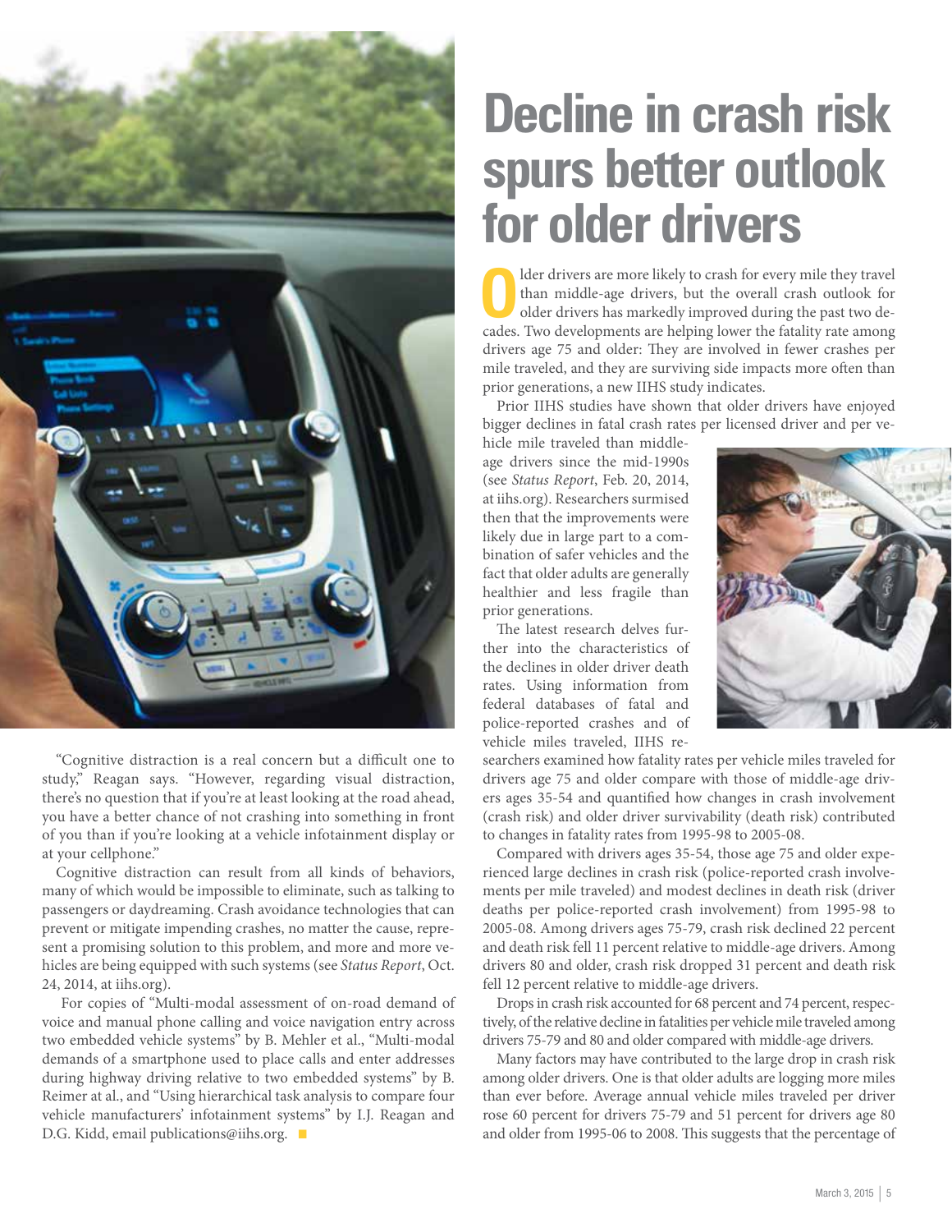"Cognitive distraction is a real concern but a difficult one to study," Reagan says. "However, regarding visual distraction, there's no question that if you're at least looking at the road ahead, you have a better chance of not crashing into something in front of you than if you're looking at a vehicle infotainment display or at your cellphone."

Cognitive distraction can result from all kinds of behaviors, many of which would be impossible to eliminate, such as talking to passengers or daydreaming. Crash avoidance technologies that can prevent or mitigate impending crashes, no matter the cause, represent a promising solution to this problem, and more and more vehicles are being equipped with such systems (see *Status Report*, Oct. 24, 2014, at iihs.org).

For copies of "Multi-modal assessment of on-road demand of voice and manual phone calling and voice navigation entry across two embedded vehicle systems" by B. Mehler et al., "Multi-modal demands of a smartphone used to place calls and enter addresses during highway driving relative to two embedded systems" by B. Reimer at al., and "Using hierarchical task analysis to compare four vehicle manufacturers' infotainment systems" by I.J. Reagan and D.G. Kidd, email publications@iihs.org. ■

# Decline in crash risk spurs better outlook for older drivers

Older drivers are more likely to crash for every mile they travel than middle-age drivers, but the overall crash outlook for older drivers has markedly improved during the past two decades. Two developments are helping lower the fatality rate among drivers age 75 and older: They are involved in fewer crashes per mile traveled, and they are surviving side impacts more often than prior generations, a new IIHS study indicates.

Prior IIHS studies have shown that older drivers have enjoyed bigger declines in fatal crash rates per licensed driver and per vehicle mile traveled than middle-age drivers since the mid-1990s (see *Status Report*, Feb. 20, 2014, at iihs.org). Researchers surmised then that the improvements were likely due in large part to a combination of safer vehicles and the fact that older adults are generally healthier and less fragile than prior generations.

The latest research delves further into the characteristics of the declines in older driver death rates. Using information from federal databases of fatal and police-reported crashes and of vehicle miles traveled, IIHS researchers examined how fatality rates per vehicle miles traveled for drivers age 75 and older compare with those of middle-age drivers ages 35-54 and quantified how changes in crash involvement (crash risk) and older driver survivability (death risk) contributed to changes in fatality rates from 1995-98 to 2005-08.

Compared with drivers ages 35-54, those age 75 and older experienced large declines in crash risk (police-reported crash involvements per mile traveled) and modest declines in death risk (driver deaths per police-reported crash involvement) from 1995-98 to 2005-08. Among drivers ages 75-79, crash risk declined 22 percent and death risk fell 11 percent relative to middle-age drivers. Among drivers 80 and older, crash risk dropped 31 percent and death risk fell 12 percent relative to middle-age drivers.

Drops in crash risk accounted for 68 percent and 74 percent, respectively, of the relative decline in fatalities per vehicle mile traveled among drivers 75-79 and 80 and older compared with middle-age drivers.

Many factors may have contributed to the large drop in crash risk among older drivers. One is that older adults are logging more miles than ever before. Average annual vehicle miles traveled per driver rose 60 percent for drivers 75-79 and 51 percent for drivers age 80 and older from 1995-06 to 2008. This suggests that the percentage of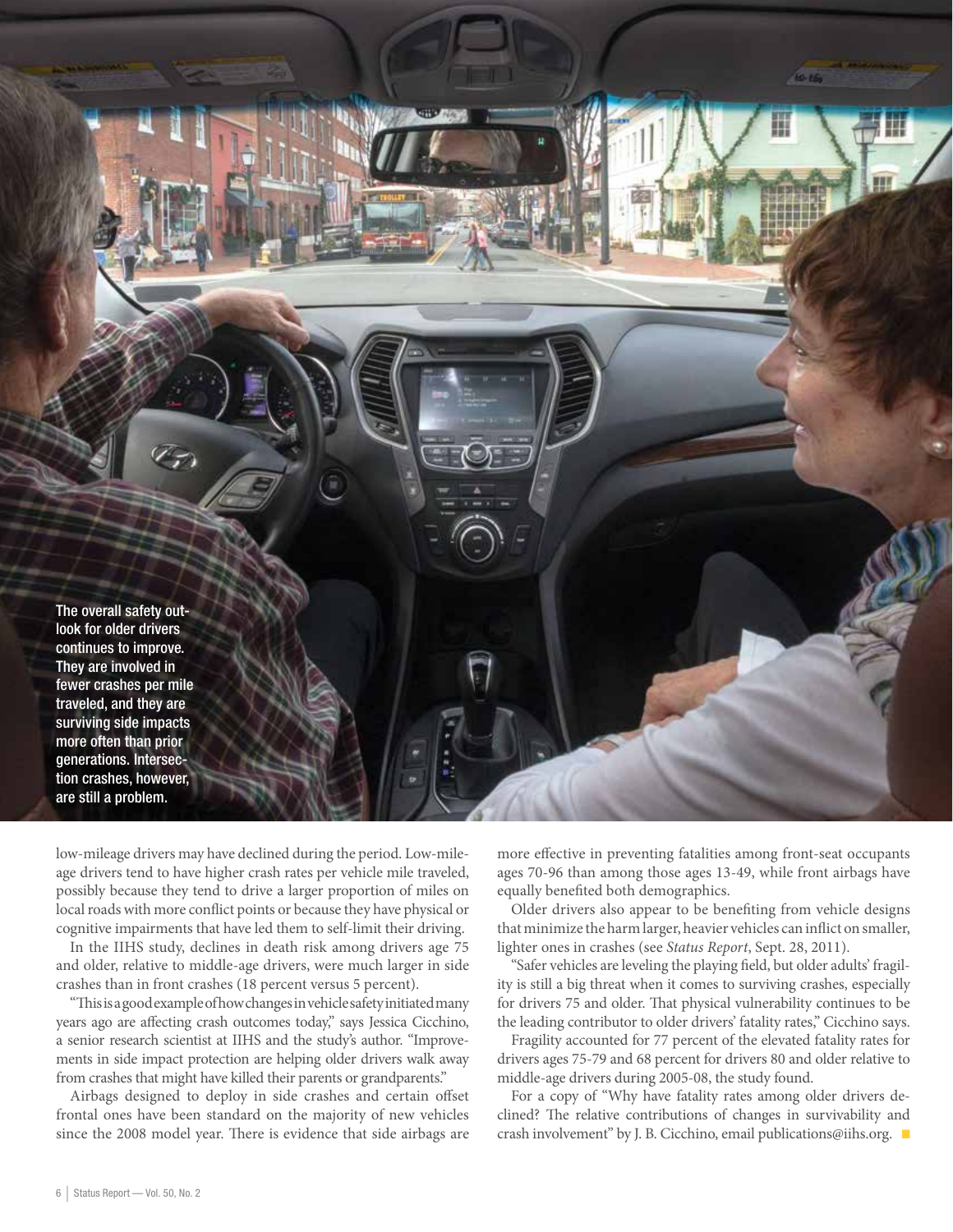The overall safety outlook for older drivers continues to improve. They are involved in fewer crashes per mile traveled, and they are surviving side impacts more often than prior generations. Intersection crashes, however, are still a problem.

low-mileage drivers may have declined during the period. Low-mileage drivers tend to have higher crash rates per vehicle mile traveled, possibly because they tend to drive a larger proportion of miles on local roads with more conflict points or because they have physical or cognitive impairments that have led them to self-limit their driving.

In the IIHS study, declines in death risk among drivers age 75 and older, relative to middle-age drivers, were much larger in side crashes than in front crashes (18 percent versus 5 percent).

"This is a good example of how changes in vehicle safety initiated many years ago are affecting crash outcomes today," says Jessica Cicchino, a senior research scientist at IIHS and the study's author. "Improvements in side impact protection are helping older drivers walk away from crashes that might have killed their parents or grandparents."

Airbags designed to deploy in side crashes and certain offset frontal ones have been standard on the majority of new vehicles since the 2008 model year. There is evidence that side airbags are more effective in preventing fatalities among front-seat occupants ages 70-96 than among those ages 13-49, while front airbags have equally benefited both demographics.

Older drivers also appear to be benefiting from vehicle designs that minimize the harm larger, heavier vehicles can inflict on smaller, lighter ones in crashes (see *Status Report*, Sept. 28, 2011).

"Safer vehicles are leveling the playing field, but older adults' fragility is still a big threat when it comes to surviving crashes, especially for drivers 75 and older. That physical vulnerability continues to be the leading contributor to older drivers' fatality rates," Cicchino says.

Fragility accounted for 77 percent of the elevated fatality rates for drivers ages 75-79 and 68 percent for drivers 80 and older relative to middle-age drivers during 2005-08, the study found.

For a copy of "Why have fatality rates among older drivers declined? The relative contributions of changes in survivability and crash involvement" by J. B. Cicchino, email publications@iihs.org. ■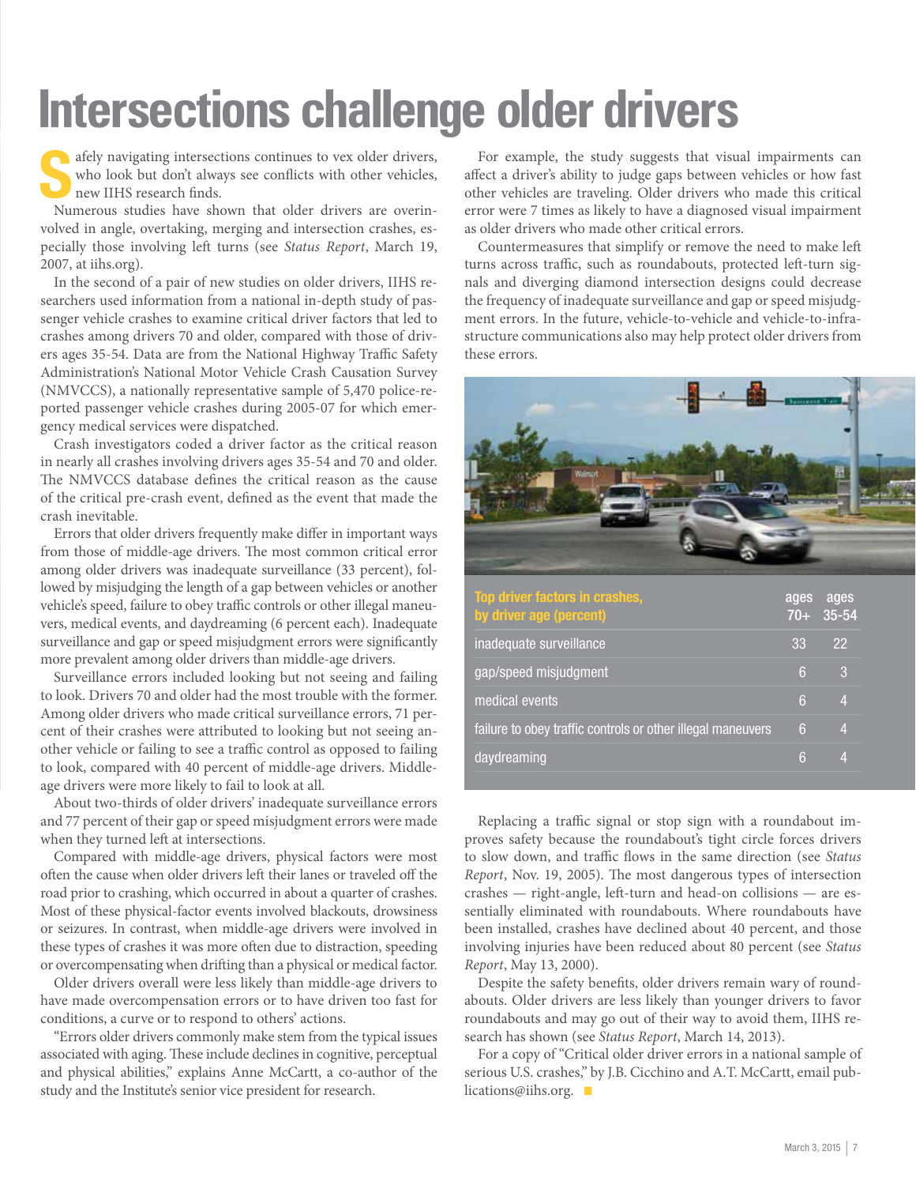# Intersections challenge older drivers

Safely navigating intersections continues to vex older drivers, who look but don't always see conflicts with other vehicles, new IIHS research finds.

Numerous studies have shown that older drivers are overinvolved in angle, overtaking, merging and intersection crashes, especially those involving left turns (see *Status Report*, March 19, 2007, at iihs.org).

In the second of a pair of new studies on older drivers, IIHS researchers used information from a national in-depth study of passenger vehicle crashes to examine critical driver factors that led to crashes among drivers 70 and older, compared with those of drivers ages 35-54. Data are from the National Highway Traffic Safety Administration's National Motor Vehicle Crash Causation Survey (NMVCCS), a nationally representative sample of 5,470 police-reported passenger vehicle crashes during 2005-07 for which emergency medical services were dispatched.

Crash investigators coded a driver factor as the critical reason in nearly all crashes involving drivers ages 35-54 and 70 and older. The NMVCCS database defines the critical reason as the cause of the critical pre-crash event, defined as the event that made the crash inevitable.

Errors that older drivers frequently make differ in important ways from those of middle-age drivers. The most common critical error among older drivers was inadequate surveillance (33 percent), followed by misjudging the length of a gap between vehicles or another vehicle's speed, failure to obey traffic controls or other illegal maneuvers, medical events, and daydreaming (6 percent each). Inadequate surveillance and gap or speed misjudgment errors were significantly more prevalent among older drivers than middle-age drivers.

Surveillance errors included looking but not seeing and failing to look. Drivers 70 and older had the most trouble with the former. Among older drivers who made critical surveillance errors, 71 percent of their crashes were attributed to looking but not seeing another vehicle or failing to see a traffic control as opposed to failing to look, compared with 40 percent of middle-age drivers. Middle-age drivers were more likely to fail to look at all.

About two-thirds of older drivers' inadequate surveillance errors and 77 percent of their gap or speed misjudgment errors were made when they turned left at intersections.

Compared with middle-age drivers, physical factors were most often the cause when older drivers left their lanes or traveled off the road prior to crashing, which occurred in about a quarter of crashes. Most of these physical-factor events involved blackouts, drowsiness or seizures. In contrast, when middle-age drivers were involved in these types of crashes it was more often due to distraction, speeding or overcompensating when drifting than a physical or medical factor.

Older drivers overall were less likely than middle-age drivers to have made overcompensation errors or to have driven too fast for conditions, a curve or to respond to others' actions.

"Errors older drivers commonly make stem from the typical issues associated with aging. These include declines in cognitive, perceptual and physical abilities," explains Anne McCartt, a co-author of the study and the Institute's senior vice president for research.

For example, the study suggests that visual impairments can affect a driver's ability to judge gaps between vehicles or how fast other vehicles are traveling. Older drivers who made this critical error were 7 times as likely to have a diagnosed visual impairment as older drivers who made other critical errors.

Countermeasures that simplify or remove the need to make left turns across traffic, such as roundabouts, protected left-turn signals and diverging diamond intersection designs could decrease the frequency of inadequate surveillance and gap or speed misjudgment errors. In the future, vehicle-to-vehicle and vehicle-to-infrastructure communications also may help protect older drivers from these errors.

| Top driver factors in crashes, by driver age (percent) | ages 70+ | ages 35-54 |
|---|---|---|
| inadequate surveillance | 33 | 22 |
| gap/speed misjudgment | 6 | 3 |
| medical events | 6 | 4 |
| failure to obey traffic controls or other illegal maneuvers | 6 | 4 |
| daydreaming | 6 | 4 |

Replacing a traffic signal or stop sign with a roundabout improves safety because the roundabout's tight circle forces drivers to slow down, and traffic flows in the same direction (see *Status Report*, Nov. 19, 2005). The most dangerous types of intersection crashes — right-angle, left-turn and head-on collisions — are essentially eliminated with roundabouts. Where roundabouts have been installed, crashes have declined about 40 percent, and those involving injuries have been reduced about 80 percent (see *Status Report*, May 13, 2000).

Despite the safety benefits, older drivers remain wary of roundabouts. Older drivers are less likely than younger drivers to favor roundabouts and may go out of their way to avoid them, IIHS research has shown (see *Status Report*, March 14, 2013).

For a copy of "Critical older driver errors in a national sample of serious U.S. crashes," by J.B. Cicchino and A.T. McCartt, email publications@iihs.org.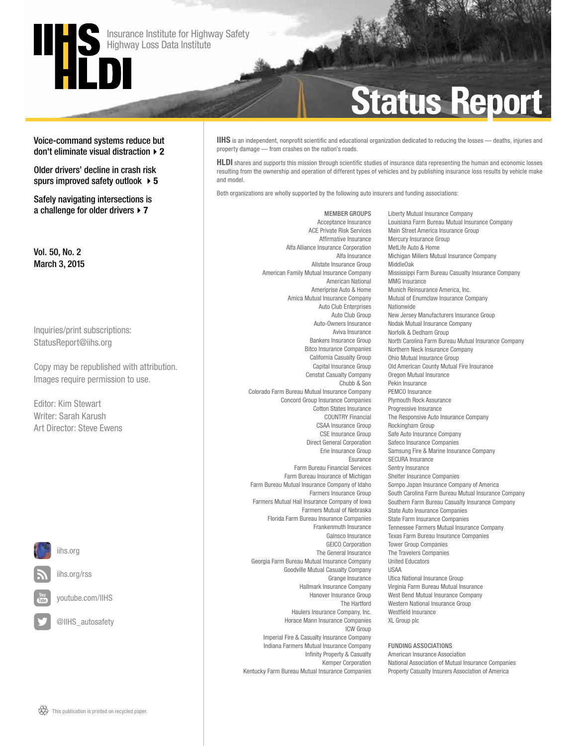# IIHS HLDI

Insurance Institute for Highway Safety
Highway Loss Data Institute

# Status Report

Voice-command systems reduce but don't eliminate visual distraction ▸ 2

Older drivers' decline in crash risk spurs improved safety outlook ▸ 5

Safely navigating intersections is a challenge for older drivers ▸ 7

Vol. 50, No. 2
March 3, 2015

Inquiries/print subscriptions:
StatusReport@iihs.org

Copy may be republished with attribution. Images require permission to use.

Editor: Kim Stewart
Writer: Sarah Karush
Art Director: Steve Ewens

iihs.org

iihs.org/rss

youtube.com/IIHS

@IIHS_autosafety

This publication is printed on recycled paper.

**IIHS** is an independent, nonprofit scientific and educational organization dedicated to reducing the losses — deaths, injuries and property damage — from crashes on the nation's roads.

**HLDI** shares and supports this mission through scientific studies of insurance data representing the human and economic losses resulting from the ownership and operation of different types of vehicles and by publishing insurance loss results by vehicle make and model.

Both organizations are wholly supported by the following auto insurers and funding associations:

MEMBER GROUPS

Acceptance Insurance
ACE Private Risk Services
Affirmative Insurance
Alfa Alliance Insurance Corporation
Alfa Insurance
Allstate Insurance Group
American Family Mutual Insurance Company
American National
Ameriprise Auto & Home
Amica Mutual Insurance Company
Auto Club Enterprises
Auto Club Group
Auto-Owners Insurance
Aviva Insurance
Bankers Insurance Group
Bitco Insurance Companies
California Casualty Group
Capital Insurance Group
Censtat Casualty Company
Chubb & Son
Colorado Farm Bureau Mutual Insurance Company
Concord Group Insurance Companies
Cotton States Insurance
COUNTRY Financial
CSAA Insurance Group
CSE Insurance Group
Direct General Corporation
Erie Insurance Group
Esurance
Farm Bureau Financial Services
Farm Bureau Insurance of Michigan
Farm Bureau Mutual Insurance Company of Idaho
Farmers Insurance Group
Farmers Mutual Hail Insurance Company of Iowa
Farmers Mutual of Nebraska
Florida Farm Bureau Insurance Companies
Frankenmuth Insurance
Gainsco Insurance
GEICO Corporation
The General Insurance
Georgia Farm Bureau Mutual Insurance Company
Goodville Mutual Casualty Company
Grange Insurance
Hallmark Insurance Company
Hanover Insurance Group
The Hartford
Haulers Insurance Company, Inc.
Horace Mann Insurance Companies
ICW Group
Imperial Fire & Casualty Insurance Company
Indiana Farmers Mutual Insurance Company
Infinity Property & Casualty
Kemper Corporation
Kentucky Farm Bureau Mutual Insurance Companies
Liberty Mutual Insurance Company
Louisiana Farm Bureau Mutual Insurance Company
Main Street America Insurance Group
Mercury Insurance Group
MetLife Auto & Home
Michigan Millers Mutual Insurance Company
MiddleOak
Mississippi Farm Bureau Casualty Insurance Company
MMG Insurance
Munich Reinsurance America, Inc.
Mutual of Enumclaw Insurance Company
Nationwide
New Jersey Manufacturers Insurance Group
Nodak Mutual Insurance Company
Norfolk & Dedham Group
North Carolina Farm Bureau Mutual Insurance Company
Northern Neck Insurance Company
Ohio Mutual Insurance Group
Old American County Mutual Fire Insurance
Oregon Mutual Insurance
Pekin Insurance
PEMCO Insurance
Plymouth Rock Assurance
Progressive Insurance
The Responsive Auto Insurance Company
Rockingham Group
Safe Auto Insurance Company
Safeco Insurance Companies
Samsung Fire & Marine Insurance Company
SECURA Insurance
Sentry Insurance
Shelter Insurance Companies
Sompo Japan Insurance Company of America
South Carolina Farm Bureau Mutual Insurance Company
Southern Farm Bureau Casualty Insurance Company
State Auto Insurance Companies
State Farm Insurance Companies
Tennessee Farmers Mutual Insurance Company
Texas Farm Bureau Insurance Companies
Tower Group Companies
The Travelers Companies
United Educators
USAA
Utica National Insurance Group
Virginia Farm Bureau Mutual Insurance
West Bend Mutual Insurance Company
Western National Insurance Group
Westfield Insurance
XL Group plc

FUNDING ASSOCIATIONS

American Insurance Association
National Association of Mutual Insurance Companies
Property Casualty Insurers Association of America